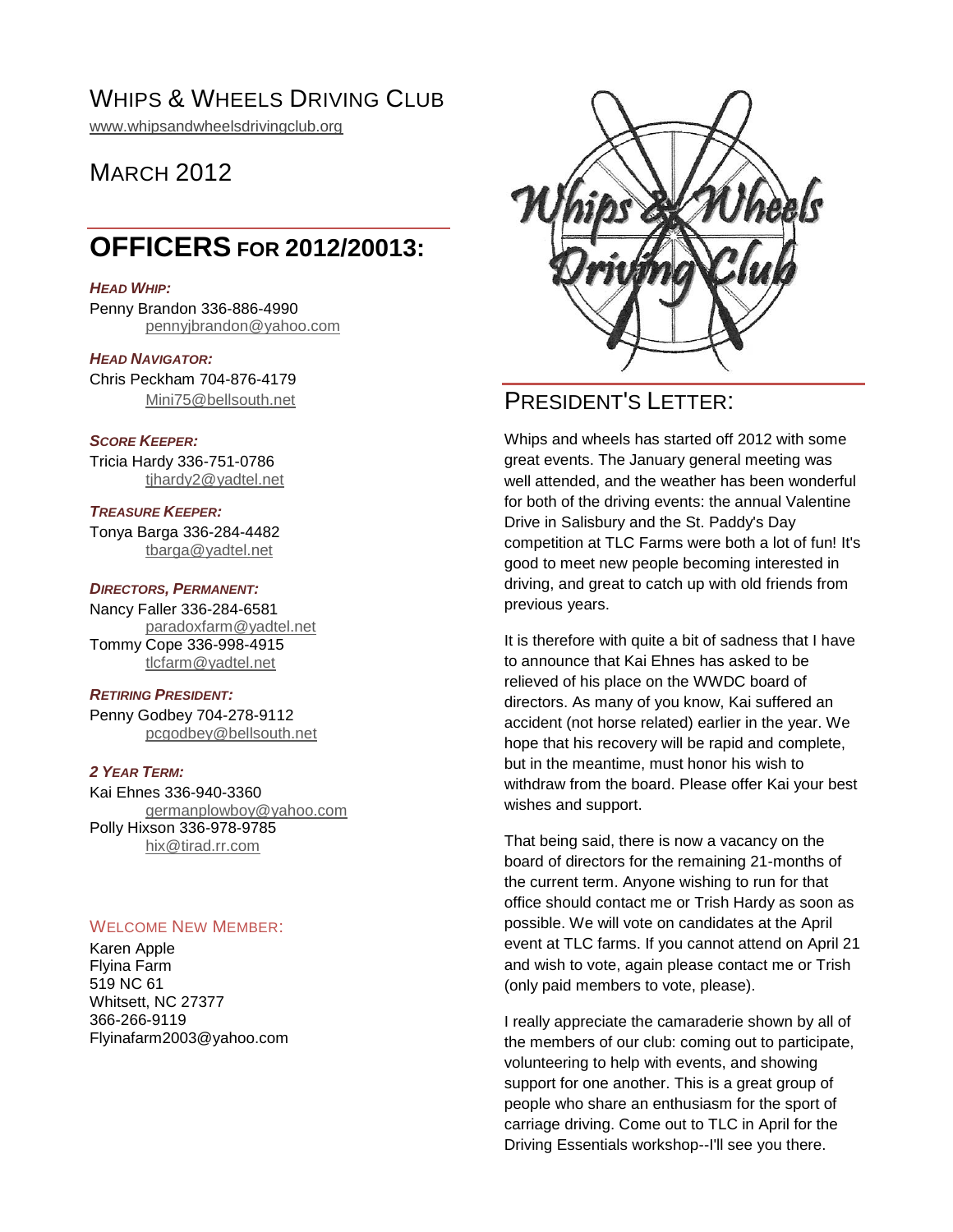# WHIPS & WHEELS DRIVING CLUB

www.whipsandwheelsdrivingclub.org

## MARCH 2012

## OFFICERS FOR 2012/20013:

***HEAD WHIP:***
Penny Brandon 336-886-4990
pennyjbrandon@yahoo.com

***HEAD NAVIGATOR:***
Chris Peckham 704-876-4179
Mini75@bellsouth.net

***SCORE KEEPER:***
Tricia Hardy 336-751-0786
tjhardy2@yadtel.net

***TREASURE KEEPER:***
Tonya Barga 336-284-4482
tbarga@yadtel.net

***DIRECTORS, PERMANENT:***
Nancy Faller 336-284-6581
paradoxfarm@yadtel.net
Tommy Cope 336-998-4915
tlcfarm@yadtel.net

***RETIRING PRESIDENT:***
Penny Godbey 704-278-9112
pcgodbey@bellsouth.net

***2 YEAR TERM:***
Kai Ehnes 336-940-3360
germanplowboy@yahoo.com
Polly Hixson 336-978-9785
hix@tirad.rr.com

### WELCOME NEW MEMBER:

Karen Apple
Flyina Farm
519 NC 61
Whitsett, NC 27377
366-266-9119
Flyinafarm2003@yahoo.com

## PRESIDENT'S LETTER:

Whips and wheels has started off 2012 with some great events. The January general meeting was well attended, and the weather has been wonderful for both of the driving events: the annual Valentine Drive in Salisbury and the St. Paddy's Day competition at TLC Farms were both a lot of fun! It's good to meet new people becoming interested in driving, and great to catch up with old friends from previous years.

It is therefore with quite a bit of sadness that I have to announce that Kai Ehnes has asked to be relieved of his place on the WWDC board of directors. As many of you know, Kai suffered an accident (not horse related) earlier in the year. We hope that his recovery will be rapid and complete, but in the meantime, must honor his wish to withdraw from the board. Please offer Kai your best wishes and support.

That being said, there is now a vacancy on the board of directors for the remaining 21-months of the current term. Anyone wishing to run for that office should contact me or Trish Hardy as soon as possible. We will vote on candidates at the April event at TLC farms. If you cannot attend on April 21 and wish to vote, again please contact me or Trish (only paid members to vote, please).

I really appreciate the camaraderie shown by all of the members of our club: coming out to participate, volunteering to help with events, and showing support for one another. This is a great group of people who share an enthusiasm for the sport of carriage driving. Come out to TLC in April for the Driving Essentials workshop--I'll see you there.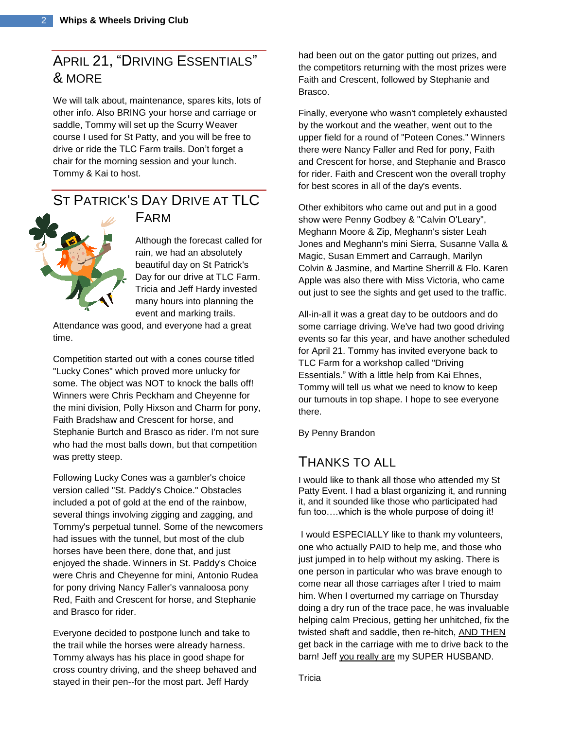## April 21, "Driving Essentials" & More

We will talk about, maintenance, spares kits, lots of other info. Also BRING your horse and carriage or saddle, Tommy will set up the Scurry Weaver course I used for St Patty, and you will be free to drive or ride the TLC Farm trails. Don't forget a chair for the morning session and your lunch. Tommy & Kai to host.

## St Patrick's Day Drive at TLC Farm

Although the forecast called for rain, we had an absolutely beautiful day on St Patrick's Day for our drive at TLC Farm. Tricia and Jeff Hardy invested many hours into planning the event and marking trails. Attendance was good, and everyone had a great time.

Competition started out with a cones course titled "Lucky Cones" which proved more unlucky for some. The object was NOT to knock the balls off! Winners were Chris Peckham and Cheyenne for the mini division, Polly Hixson and Charm for pony, Faith Bradshaw and Crescent for horse, and Stephanie Burtch and Brasco as rider. I'm not sure who had the most balls down, but that competition was pretty steep.

Following Lucky Cones was a gambler's choice version called "St. Paddy's Choice." Obstacles included a pot of gold at the end of the rainbow, several things involving zigging and zagging, and Tommy's perpetual tunnel. Some of the newcomers had issues with the tunnel, but most of the club horses have been there, done that, and just enjoyed the shade. Winners in St. Paddy's Choice were Chris and Cheyenne for mini, Antonio Rudea for pony driving Nancy Faller's vannaloosa pony Red, Faith and Crescent for horse, and Stephanie and Brasco for rider.

Everyone decided to postpone lunch and take to the trail while the horses were already harness. Tommy always has his place in good shape for cross country driving, and the sheep behaved and stayed in their pen--for the most part. Jeff Hardy had been out on the gator putting out prizes, and the competitors returning with the most prizes were Faith and Crescent, followed by Stephanie and Brasco.

Finally, everyone who wasn't completely exhausted by the workout and the weather, went out to the upper field for a round of "Poteen Cones." Winners there were Nancy Faller and Red for pony, Faith and Crescent for horse, and Stephanie and Brasco for rider. Faith and Crescent won the overall trophy for best scores in all of the day's events.

Other exhibitors who came out and put in a good show were Penny Godbey & "Calvin O'Leary", Meghann Moore & Zip, Meghann's sister Leah Jones and Meghann's mini Sierra, Susanne Valla & Magic, Susan Emmert and Carraugh, Marilyn Colvin & Jasmine, and Martine Sherrill & Flo. Karen Apple was also there with Miss Victoria, who came out just to see the sights and get used to the traffic.

All-in-all it was a great day to be outdoors and do some carriage driving. We've had two good driving events so far this year, and have another scheduled for April 21. Tommy has invited everyone back to TLC Farm for a workshop called "Driving Essentials." With a little help from Kai Ehnes, Tommy will tell us what we need to know to keep our turnouts in top shape. I hope to see everyone there.

By Penny Brandon

## Thanks to All

I would like to thank all those who attended my St Patty Event. I had a blast organizing it, and running it, and it sounded like those who participated had fun too….which is the whole purpose of doing it!

I would ESPECIALLY like to thank my volunteers, one who actually PAID to help me, and those who just jumped in to help without my asking. There is one person in particular who was brave enough to come near all those carriages after I tried to maim him. When I overturned my carriage on Thursday doing a dry run of the trace pace, he was invaluable helping calm Precious, getting her unhitched, fix the twisted shaft and saddle, then re-hitch, AND THEN get back in the carriage with me to drive back to the barn! Jeff you really are my SUPER HUSBAND.

Tricia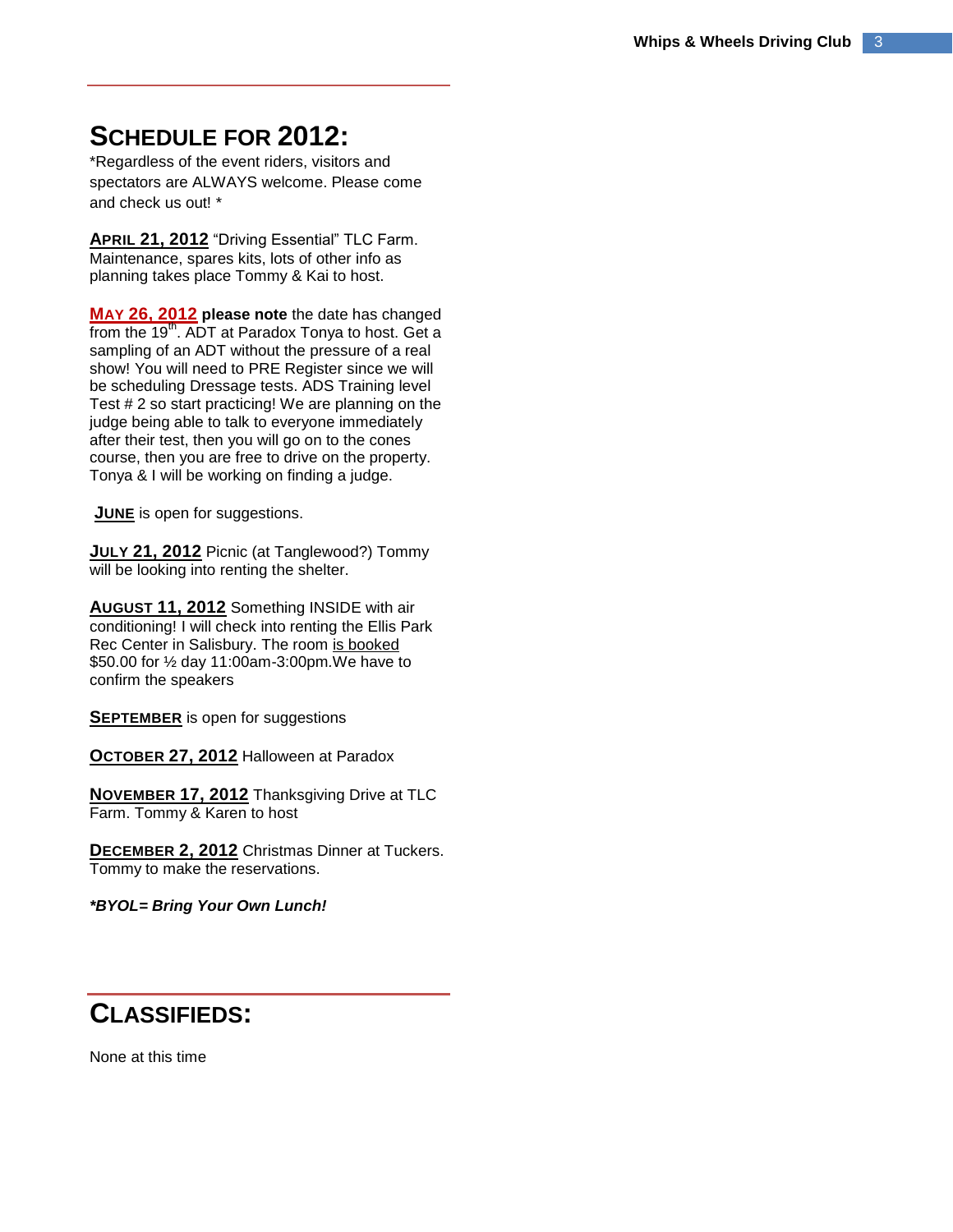## SCHEDULE FOR 2012:

*Regardless of the event riders, visitors and spectators are ALWAYS welcome. Please come and check us out! *

**APRIL 21, 2012** "Driving Essential" TLC Farm. Maintenance, spares kits, lots of other info as planning takes place Tommy & Kai to host.

**MAY 26, 2012** **please note** the date has changed from the 19th. ADT at Paradox Tonya to host. Get a sampling of an ADT without the pressure of a real show! You will need to PRE Register since we will be scheduling Dressage tests. ADS Training level Test # 2 so start practicing! We are planning on the judge being able to talk to everyone immediately after their test, then you will go on to the cones course, then you are free to drive on the property. Tonya & I will be working on finding a judge.

**JUNE** is open for suggestions.

**JULY 21, 2012** Picnic (at Tanglewood?) Tommy will be looking into renting the shelter.

**AUGUST 11, 2012** Something INSIDE with air conditioning! I will check into renting the Ellis Park Rec Center in Salisbury. The room is booked $50.00 for ½ day 11:00am-3:00pm.We have to confirm the speakers

**SEPTEMBER** is open for suggestions

**OCTOBER 27, 2012** Halloween at Paradox

**NOVEMBER 17, 2012** Thanksgiving Drive at TLC Farm. Tommy & Karen to host

**DECEMBER 2, 2012** Christmas Dinner at Tuckers. Tommy to make the reservations.

***BYOL= Bring Your Own Lunch!***

## CLASSIFIEDS:

None at this time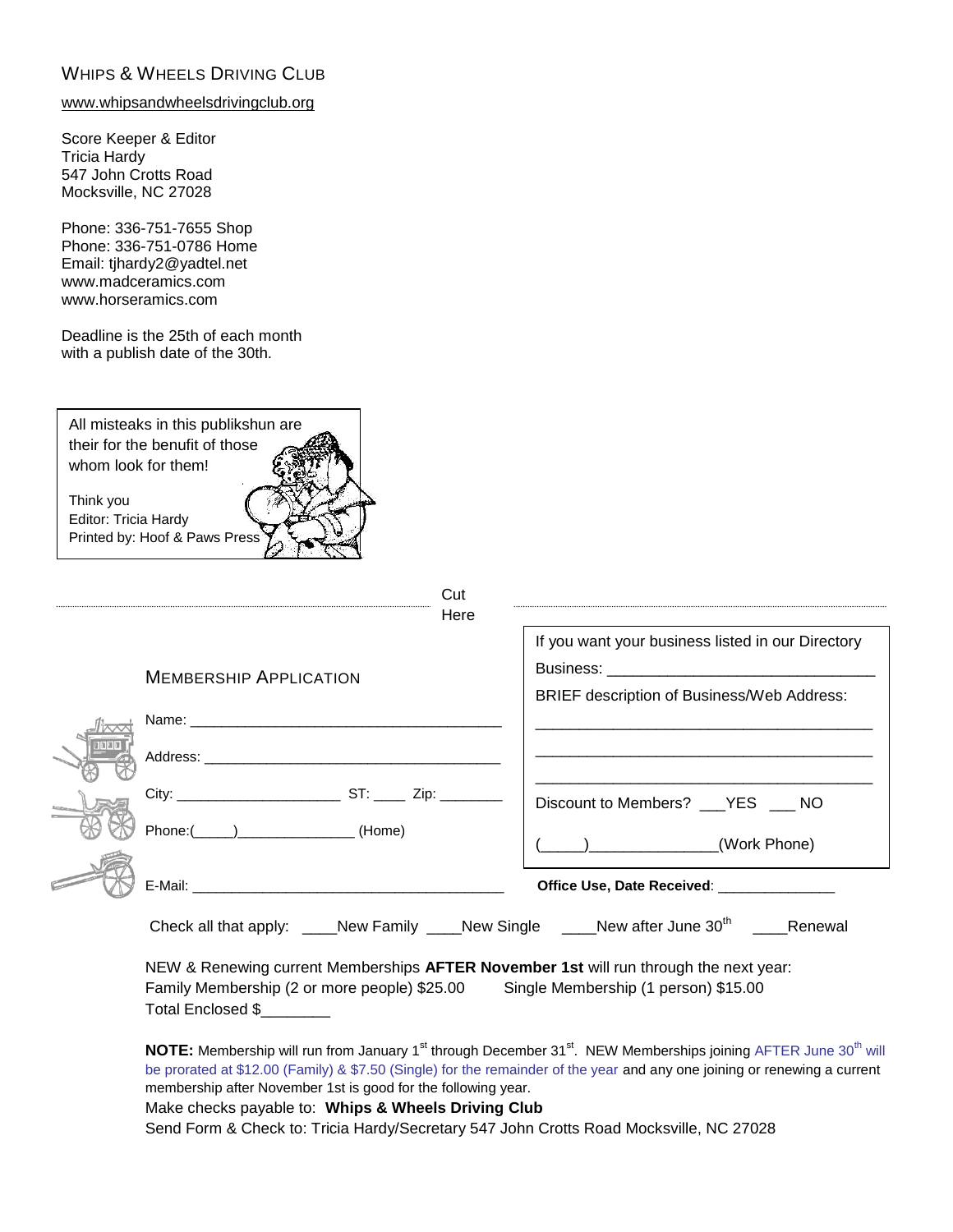WHIPS & WHEELS DRIVING CLUB

www.whipsandwheelsdrivingclub.org

Score Keeper & Editor
Tricia Hardy
547 John Crotts Road
Mocksville, NC 27028

Phone: 336-751-7655 Shop
Phone: 336-751-0786 Home
Email: tjhardy2@yadtel.net
www.madceramics.com
www.horseramics.com

Deadline is the 25th of each month with a publish date of the 30th.

All misteaks in this publikshun are their for the benufit of those whom look for them!

Think you
Editor: Tricia Hardy
Printed by: Hoof & Paws Press

Cut Here

## MEMBERSHIP APPLICATION

Name: ______________________________________

Address: ____________________________________

City: ____________________ ST: ____ Zip: ________

Phone:(_____)_______________ (Home)

E-Mail: ______________________________________

If you want your business listed in our Directory

Business: _______________________________

BRIEF description of Business/Web Address:

________________________________________

________________________________________

________________________________________

Discount to Members? ___YES ___ NO

(_____)_______________(Work Phone)

**Office Use, Date Received**: ______________

Check all that apply: ____New Family ____New Single ____New after June 30th ____Renewal

NEW & Renewing current Memberships **AFTER November 1st** will run through the next year:
Family Membership (2 or more people) $25.00 Single Membership (1 person) $15.00
Total Enclosed $________

**NOTE:** Membership will run from January 1st through December 31st. NEW Memberships joining AFTER June 30th will be prorated at $12.00 (Family) & $7.50 (Single) for the remainder of the year and any one joining or renewing a current membership after November 1st is good for the following year.

Make checks payable to: **Whips & Wheels Driving Club**

Send Form & Check to: Tricia Hardy/Secretary 547 John Crotts Road Mocksville, NC 27028